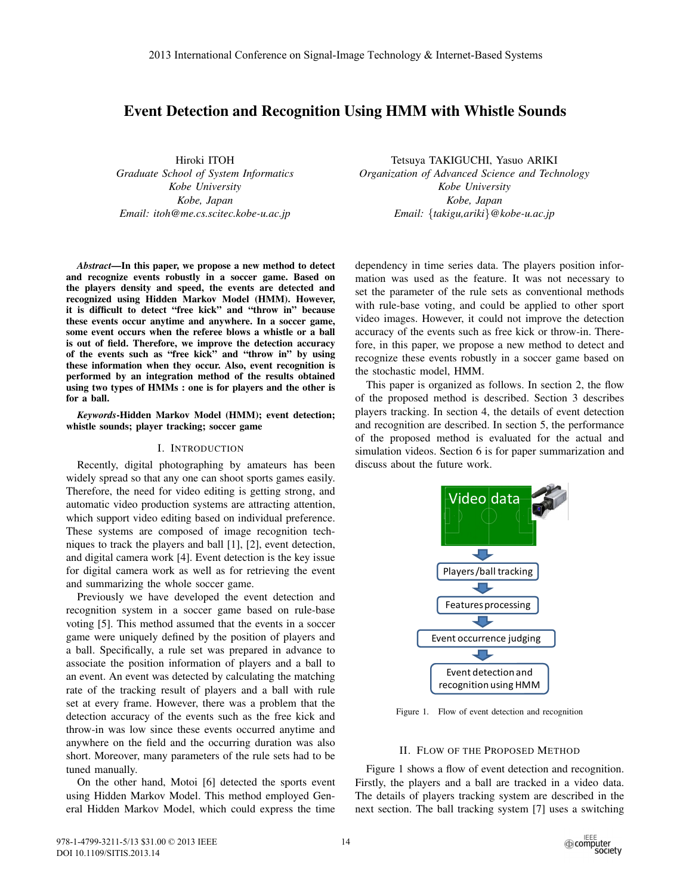# Event Detection and Recognition Using HMM with Whistle Sounds

Hiroki ITOH
*Graduate School of System Informatics*
*Kobe University*
*Kobe, Japan*
*Email: itoh@me.cs.scitec.kobe-u.ac.jp*

Tetsuya TAKIGUCHI, Yasuo ARIKI
*Organization of Advanced Science and Technology*
*Kobe University*
*Kobe, Japan*
*Email: {takigu,ariki}@kobe-u.ac.jp*

***Abstract*—In this paper, we propose a new method to detect and recognize events robustly in a soccer game. Based on the players density and speed, the events are detected and recognized using Hidden Markov Model (HMM). However, it is difficult to detect "free kick" and "throw in" because these events occur anytime and anywhere. In a soccer game, some event occurs when the referee blows a whistle or a ball is out of field. Therefore, we improve the detection accuracy of the events such as "free kick" and "throw in" by using these information when they occur. Also, event recognition is performed by an integration method of the results obtained using two types of HMMs : one is for players and the other is for a ball.**

***Keywords*-Hidden Markov Model (HMM); event detection; whistle sounds; player tracking; soccer game**

## I. Introduction

Recently, digital photographing by amateurs has been widely spread so that any one can shoot sports games easily. Therefore, the need for video editing is getting strong, and automatic video production systems are attracting attention, which support video editing based on individual preference. These systems are composed of image recognition techniques to track the players and ball [1], [2], event detection, and digital camera work [4]. Event detection is the key issue for digital camera work as well as for retrieving the event and summarizing the whole soccer game.

Previously we have developed the event detection and recognition system in a soccer game based on rule-base voting [5]. This method assumed that the events in a soccer game were uniquely defined by the position of players and a ball. Specifically, a rule set was prepared in advance to associate the position information of players and a ball to an event. An event was detected by calculating the matching rate of the tracking result of players and a ball with rule set at every frame. However, there was a problem that the detection accuracy of the events such as the free kick and throw-in was low since these events occurred anytime and anywhere on the field and the occurring duration was also short. Moreover, many parameters of the rule sets had to be tuned manually.

On the other hand, Motoi [6] detected the sports event using Hidden Markov Model. This method employed General Hidden Markov Model, which could express the time dependency in time series data. The players position information was used as the feature. It was not necessary to set the parameter of the rule sets as conventional methods with rule-base voting, and could be applied to other sport video images. However, it could not improve the detection accuracy of the events such as free kick or throw-in. Therefore, in this paper, we propose a new method to detect and recognize these events robustly in a soccer game based on the stochastic model, HMM.

This paper is organized as follows. In section 2, the flow of the proposed method is described. Section 3 describes players tracking. In section 4, the details of event detection and recognition are described. In section 5, the performance of the proposed method is evaluated for the actual and simulation videos. Section 6 is for paper summarization and discuss about the future work.

Video data
Players/ball tracking
Features processing
Event occurrence judging
Event detection and recognition using HMM

Figure 1. Flow of event detection and recognition

## II. Flow of the Proposed Method

Figure 1 shows a flow of event detection and recognition. Firstly, the players and a ball are tracked in a video data. The details of players tracking system are described in the next section. The ball tracking system [7] uses a switching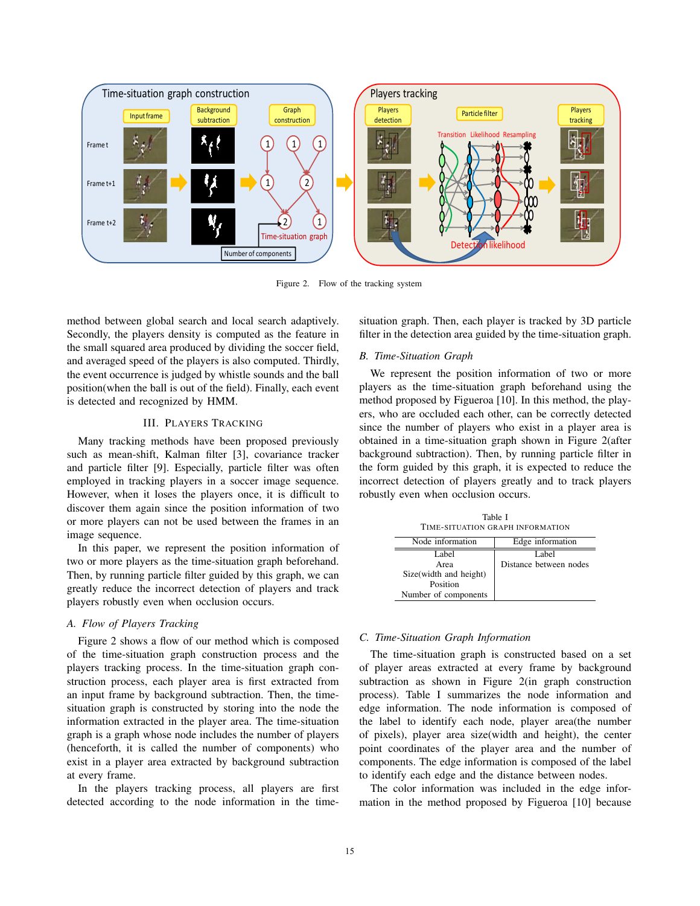Figure 2. Flow of the tracking system

method between global search and local search adaptively. Secondly, the players density is computed as the feature in the small squared area produced by dividing the soccer field, and averaged speed of the players is also computed. Thirdly, the event occurrence is judged by whistle sounds and the ball position(when the ball is out of the field). Finally, each event is detected and recognized by HMM.

## III. Players Tracking

Many tracking methods have been proposed previously such as mean-shift, Kalman filter [3], covariance tracker and particle filter [9]. Especially, particle filter was often employed in tracking players in a soccer image sequence. However, when it loses the players once, it is difficult to discover them again since the position information of two or more players can not be used between the frames in an image sequence.

In this paper, we represent the position information of two or more players as the time-situation graph beforehand. Then, by running particle filter guided by this graph, we can greatly reduce the incorrect detection of players and track players robustly even when occlusion occurs.

### A. Flow of Players Tracking

Figure 2 shows a flow of our method which is composed of the time-situation graph construction process and the players tracking process. In the time-situation graph construction process, each player area is first extracted from an input frame by background subtraction. Then, the time-situation graph is constructed by storing into the node the information extracted in the player area. The time-situation graph is a graph whose node includes the number of players (henceforth, it is called the number of components) who exist in a player area extracted by background subtraction at every frame.

In the players tracking process, all players are first detected according to the node information in the time-situation graph. Then, each player is tracked by 3D particle filter in the detection area guided by the time-situation graph.

### B. Time-Situation Graph

We represent the position information of two or more players as the time-situation graph beforehand using the method proposed by Figueroa [10]. In this method, the players, who are occluded each other, can be correctly detected since the number of players who exist in a player area is obtained in a time-situation graph shown in Figure 2(after background subtraction). Then, by running particle filter in the form guided by this graph, it is expected to reduce the incorrect detection of players greatly and to track players robustly even when occlusion occurs.

Table I
Time-situation graph information

| Node information | Edge information |
| --- | --- |
| Label<br>Area<br>Size(width and height)<br>Position<br>Number of components | Label<br>Distance between nodes |

### C. Time-Situation Graph Information

The time-situation graph is constructed based on a set of player areas extracted at every frame by background subtraction as shown in Figure 2(in graph construction process). Table I summarizes the node information and edge information. The node information is composed of the label to identify each node, player area(the number of pixels), player area size(width and height), the center point coordinates of the player area and the number of components. The edge information is composed of the label to identify each edge and the distance between nodes.

The color information was included in the edge information in the method proposed by Figueroa [10] because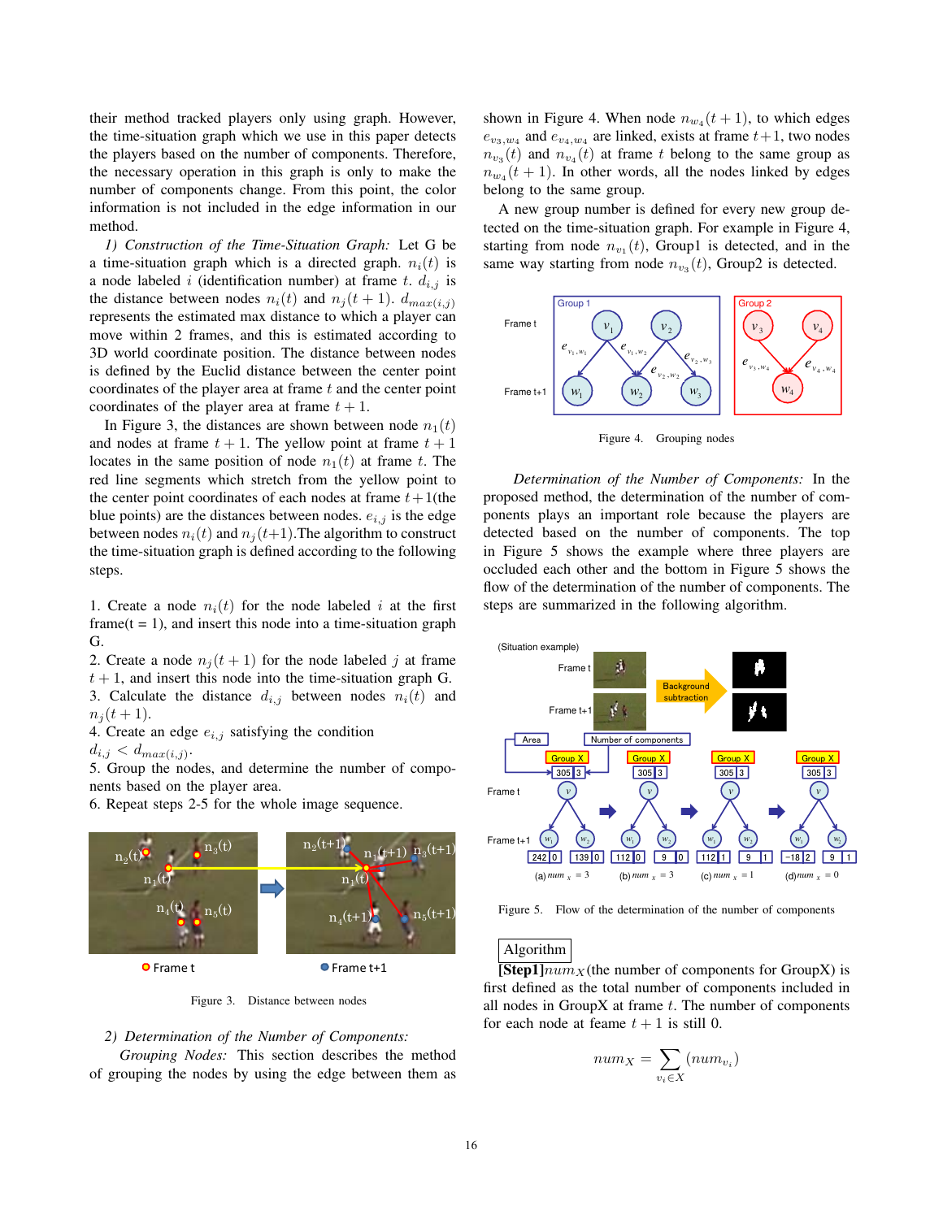their method tracked players only using graph. However, the time-situation graph which we use in this paper detects the players based on the number of components. Therefore, the necessary operation in this graph is only to make the number of components change. From this point, the color information is not included in the edge information in our method.

*1) Construction of the Time-Situation Graph:* Let G be a time-situation graph which is a directed graph. $n_i(t)$ is a node labeled $i$ (identification number) at frame $t$. $d_{i,j}$ is the distance between nodes $n_i(t)$ and $n_j(t+1)$. $d_{max(i,j)}$ represents the estimated max distance to which a player can move within 2 frames, and this is estimated according to 3D world coordinate position. The distance between nodes is defined by the Euclid distance between the center point coordinates of the player area at frame $t$ and the center point coordinates of the player area at frame $t+1$.

In Figure 3, the distances are shown between node $n_1(t)$ and nodes at frame $t+1$. The yellow point at frame $t+1$ locates in the same position of node $n_1(t)$ at frame $t$. The red line segments which stretch from the yellow point to the center point coordinates of each nodes at frame $t+1$(the blue points) are the distances between nodes. $e_{i,j}$ is the edge between nodes $n_i(t)$ and $n_j(t+1)$.The algorithm to construct the time-situation graph is defined according to the following steps.

1. Create a node $n_i(t)$ for the node labeled $i$ at the first frame(t = 1), and insert this node into a time-situation graph G.
2. Create a node $n_j(t+1)$ for the node labeled $j$ at frame $t+1$, and insert this node into the time-situation graph G.
3. Calculate the distance $d_{i,j}$ between nodes $n_i(t)$ and $n_j(t+1)$.
4. Create an edge $e_{i,j}$ satisfying the condition $d_{i,j} < d_{max(i,j)}$.
5. Group the nodes, and determine the number of components based on the player area.
6. Repeat steps 2-5 for the whole image sequence.

Figure 3. Distance between nodes

*2) Determination of the Number of Components:*

*Grouping Nodes:* This section describes the method of grouping the nodes by using the edge between them as shown in Figure 4. When node $n_{w_4}(t+1)$, to which edges $e_{v_3,w_4}$ and $e_{v_4,w_4}$ are linked, exists at frame $t+1$, two nodes $n_{v_3}(t)$ and $n_{v_4}(t)$ at frame $t$ belong to the same group as $n_{w_4}(t+1)$. In other words, all the nodes linked by edges belong to the same group.

A new group number is defined for every new group detected on the time-situation graph. For example in Figure 4, starting from node $n_{v_1}(t)$, Group1 is detected, and in the same way starting from node $n_{v_3}(t)$, Group2 is detected.

Figure 4. Grouping nodes

*Determination of the Number of Components:* In the proposed method, the determination of the number of components plays an important role because the players are detected based on the number of components. The top in Figure 5 shows the example where three players are occluded each other and the bottom in Figure 5 shows the flow of the determination of the number of components. The steps are summarized in the following algorithm.

Figure 5. Flow of the determination of the number of components

Algorithm

**[Step1]**$num_X$(the number of components for GroupX) is first defined as the total number of components included in all nodes in GroupX at frame $t$. The number of components for each node at feame $t+1$ is still 0.

$$num_X = \sum_{v_i \in X} (num_{v_i})$$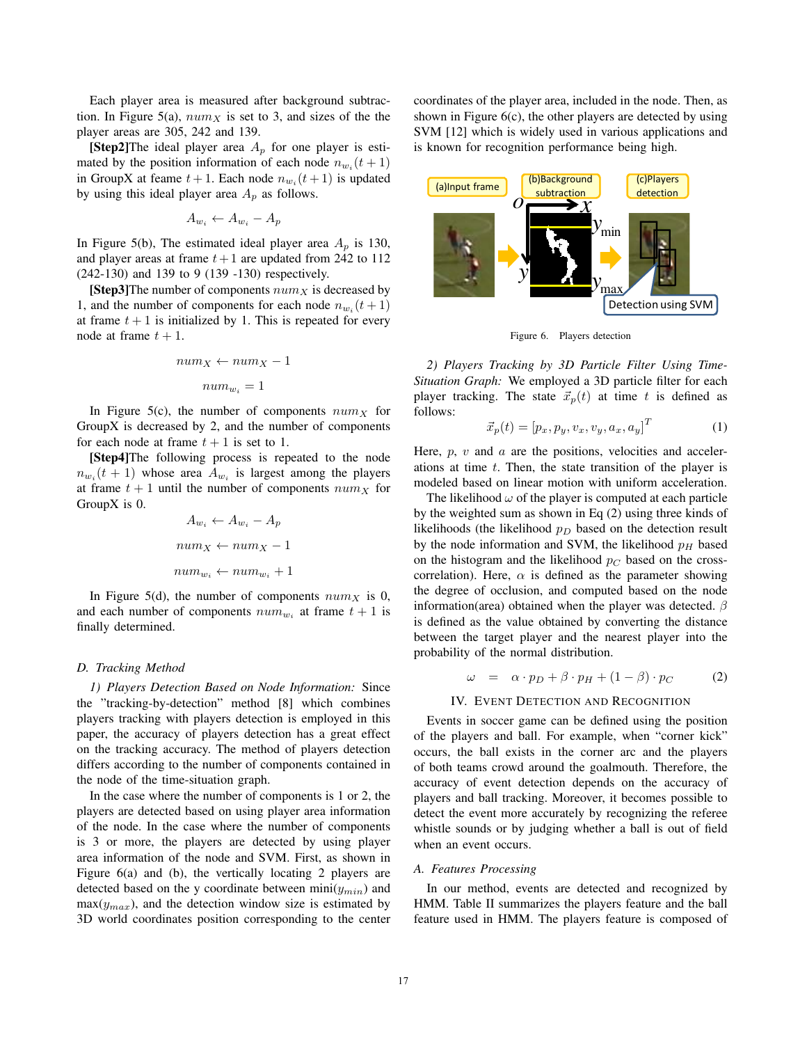Each player area is measured after background subtraction. In Figure 5(a), $num_X$ is set to 3, and sizes of the the player areas are 305, 242 and 139.

**[Step2]**The ideal player area $A_p$ for one player is estimated by the position information of each node $n_{w_i}(t+1)$ in GroupX at feame $t+1$. Each node $n_{w_i}(t+1)$ is updated by using this ideal player area $A_p$ as follows.

$$A_{w_i} \leftarrow A_{w_i} - A_p$$

In Figure 5(b), The estimated ideal player area $A_p$ is 130, and player areas at frame $t+1$ are updated from 242 to 112 (242-130) and 139 to 9 (139 -130) respectively.

**[Step3]**The number of components $num_X$ is decreased by 1, and the number of components for each node $n_{w_i}(t+1)$ at frame $t+1$ is initialized by 1. This is repeated for every node at frame $t+1$.

$$num_X \leftarrow num_X - 1$$

$$num_{w_i} = 1$$

In Figure 5(c), the number of components $num_X$ for GroupX is decreased by 2, and the number of components for each node at frame $t+1$ is set to 1.

**[Step4]**The following process is repeated to the node $n_{w_i}(t+1)$ whose area $A_{w_i}$ is largest among the players at frame $t+1$ until the number of components $num_X$ for GroupX is 0.

$$A_{w_i} \leftarrow A_{w_i} - A_p$$

$$num_X \leftarrow num_X - 1$$

$$num_{w_i} \leftarrow num_{w_i} + 1$$

In Figure 5(d), the number of components $num_X$ is 0, and each number of components $num_{w_i}$ at frame $t+1$ is finally determined.

### D. Tracking Method

*1) Players Detection Based on Node Information:* Since the "tracking-by-detection" method [8] which combines players tracking with players detection is employed in this paper, the accuracy of players detection has a great effect on the tracking accuracy. The method of players detection differs according to the number of components contained in the node of the time-situation graph.

In the case where the number of components is 1 or 2, the players are detected based on using player area information of the node. In the case where the number of components is 3 or more, the players are detected by using player area information of the node and SVM. First, as shown in Figure 6(a) and (b), the vertically locating 2 players are detected based on the y coordinate between mini($y_{min}$) and max($y_{max}$), and the detection window size is estimated by 3D world coordinates position corresponding to the center coordinates of the player area, included in the node. Then, as shown in Figure 6(c), the other players are detected by using SVM [12] which is widely used in various applications and is known for recognition performance being high.

Figure 6. Players detection

*2) Players Tracking by 3D Particle Filter Using Time-Situation Graph:* We employed a 3D particle filter for each player tracking. The state $\vec{x}_p(t)$ at time $t$ is defined as follows:

$$\vec{x}_p(t) = [p_x, p_y, v_x, v_y, a_x, a_y]^T \tag{1}$$

Here, $p$, $v$ and $a$ are the positions, velocities and accelerations at time $t$. Then, the state transition of the player is modeled based on linear motion with uniform acceleration.

The likelihood $\omega$ of the player is computed at each particle by the weighted sum as shown in Eq (2) using three kinds of likelihoods (the likelihood $p_D$ based on the detection result by the node information and SVM, the likelihood $p_H$ based on the histogram and the likelihood $p_C$ based on the cross-correlation). Here, $\alpha$ is defined as the parameter showing the degree of occlusion, and computed based on the node information(area) obtained when the player was detected. $\beta$ is defined as the value obtained by converting the distance between the target player and the nearest player into the probability of the normal distribution.

$$\omega \quad = \quad \alpha \cdot p_D + \beta \cdot p_H + (1-\beta) \cdot p_C \tag{2}$$

## IV. Event Detection and Recognition

Events in soccer game can be defined using the position of the players and ball. For example, when "corner kick" occurs, the ball exists in the corner arc and the players of both teams crowd around the goalmouth. Therefore, the accuracy of event detection depends on the accuracy of players and ball tracking. Moreover, it becomes possible to detect the event more accurately by recognizing the referee whistle sounds or by judging whether a ball is out of field when an event occurs.

### A. Features Processing

In our method, events are detected and recognized by HMM. Table II summarizes the players feature and the ball feature used in HMM. The players feature is composed of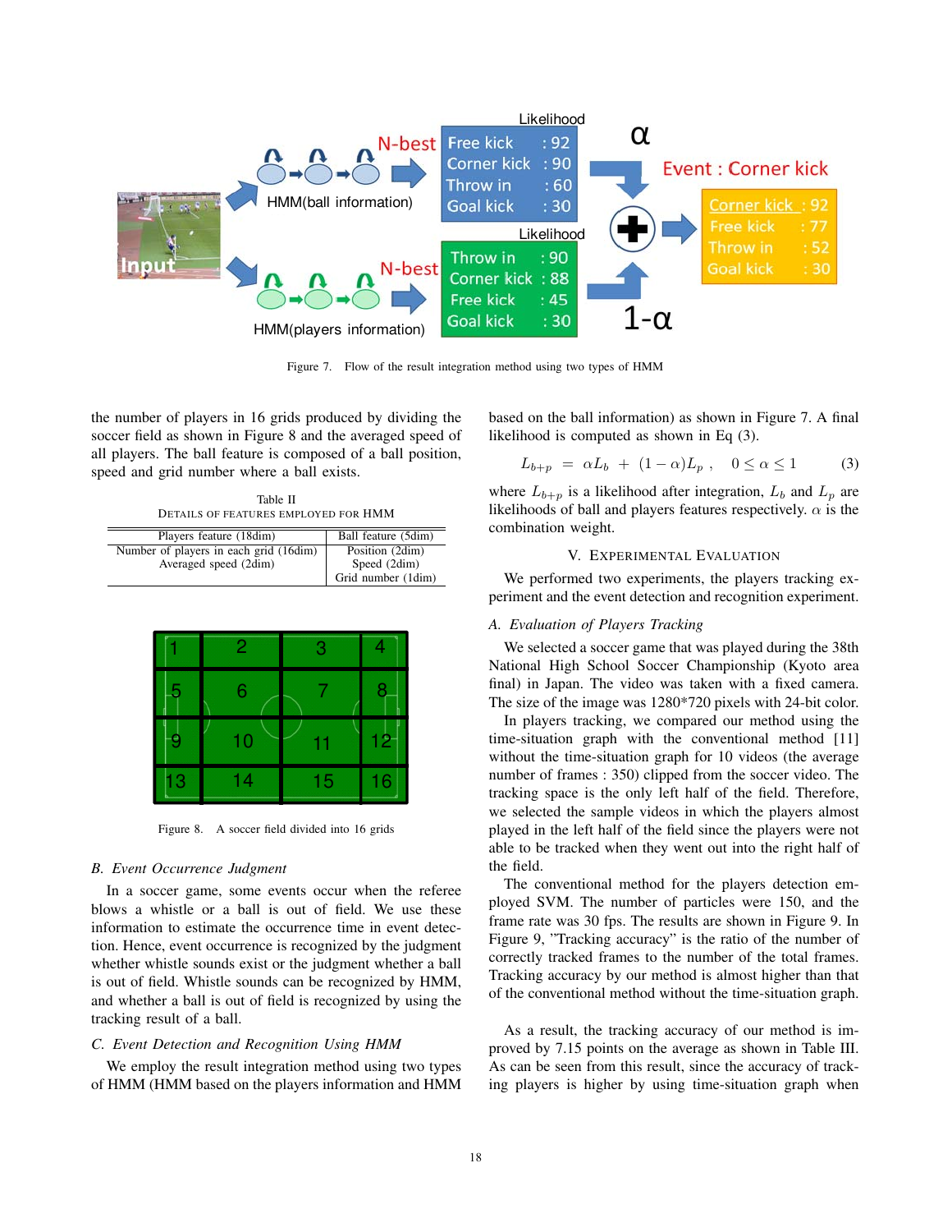Figure 7. Flow of the result integration method using two types of HMM

the number of players in 16 grids produced by dividing the soccer field as shown in Figure 8 and the averaged speed of all players. The ball feature is composed of a ball position, speed and grid number where a ball exists.

Table II
DETAILS OF FEATURES EMPLOYED FOR HMM

| Players feature (18dim) | Ball feature (5dim) |
|---|---|
| Number of players in each grid (16dim) | Position (2dim) |
| Averaged speed (2dim) | Speed (2dim) |
| | Grid number (1dim) |

Figure 8. A soccer field divided into 16 grids

### B. Event Occurrence Judgment

In a soccer game, some events occur when the referee blows a whistle or a ball is out of field. We use these information to estimate the occurrence time in event detection. Hence, event occurrence is recognized by the judgment whether whistle sounds exist or the judgment whether a ball is out of field. Whistle sounds can be recognized by HMM, and whether a ball is out of field is recognized by using the tracking result of a ball.

### C. Event Detection and Recognition Using HMM

We employ the result integration method using two types of HMM (HMM based on the players information and HMM based on the ball information) as shown in Figure 7. A final likelihood is computed as shown in Eq (3).

$$L_{b+p} = \alpha L_b + (1-\alpha)L_p , \quad 0 \leq \alpha \leq 1 \qquad (3)$$

where $L_{b+p}$ is a likelihood after integration, $L_b$ and $L_p$ are likelihoods of ball and players features respectively. $\alpha$ is the combination weight.

## V. Experimental Evaluation

We performed two experiments, the players tracking experiment and the event detection and recognition experiment.

### A. Evaluation of Players Tracking

We selected a soccer game that was played during the 38th National High School Soccer Championship (Kyoto area final) in Japan. The video was taken with a fixed camera. The size of the image was 1280*720 pixels with 24-bit color.

In players tracking, we compared our method using the time-situation graph with the conventional method [11] without the time-situation graph for 10 videos (the average number of frames : 350) clipped from the soccer video. The tracking space is the only left half of the field. Therefore, we selected the sample videos in which the players almost played in the left half of the field since the players were not able to be tracked when they went out into the right half of the field.

The conventional method for the players detection employed SVM. The number of particles were 150, and the frame rate was 30 fps. The results are shown in Figure 9. In Figure 9, "Tracking accuracy" is the ratio of the number of correctly tracked frames to the number of the total frames. Tracking accuracy by our method is almost higher than that of the conventional method without the time-situation graph.

As a result, the tracking accuracy of our method is improved by 7.15 points on the average as shown in Table III. As can be seen from this result, since the accuracy of tracking players is higher by using time-situation graph when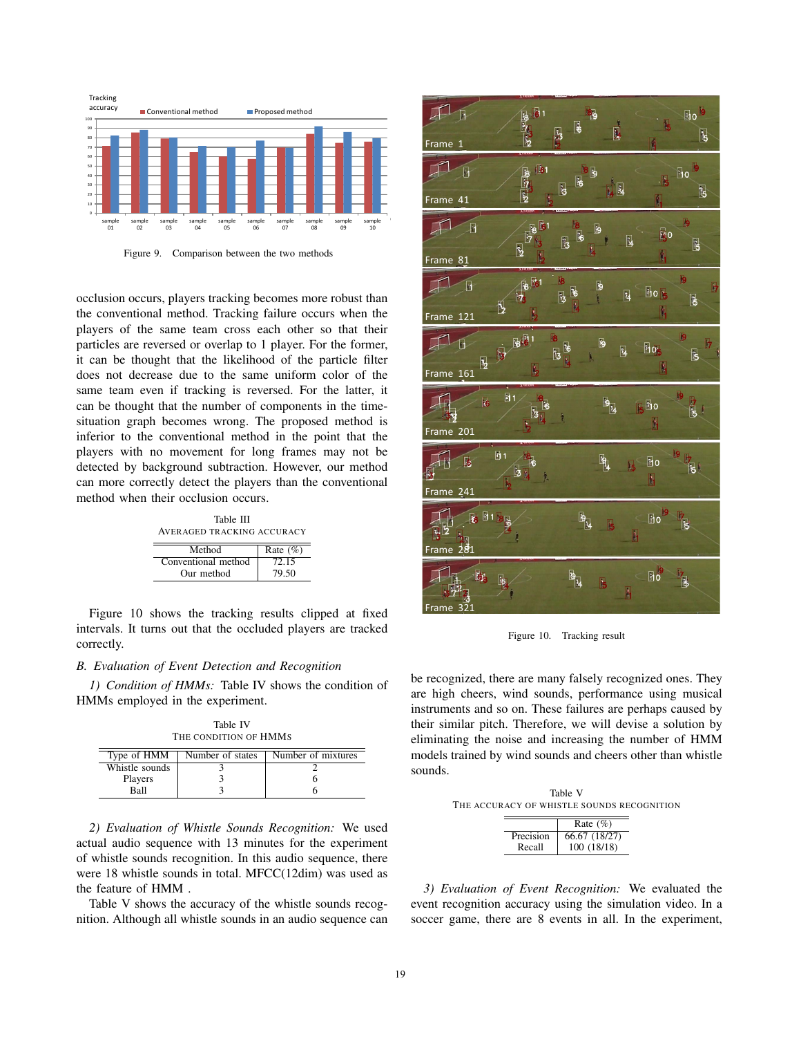Figure 9. Comparison between the two methods

occlusion occurs, players tracking becomes more robust than the conventional method. Tracking failure occurs when the players of the same team cross each other so that their particles are reversed or overlap to 1 player. For the former, it can be thought that the likelihood of the particle filter does not decrease due to the same uniform color of the same team even if tracking is reversed. For the latter, it can be thought that the number of components in the time-situation graph becomes wrong. The proposed method is inferior to the conventional method in the point that the players with no movement for long frames may not be detected by background subtraction. However, our method can more correctly detect the players than the conventional method when their occlusion occurs.

Table III
AVERAGED TRACKING ACCURACY

| Method | Rate (%) |
|---|---|
| Conventional method | 72.15 |
| Our method | 79.50 |

Figure 10 shows the tracking results clipped at fixed intervals. It turns out that the occluded players are tracked correctly.

### B. Evaluation of Event Detection and Recognition

*1) Condition of HMMs:* Table IV shows the condition of HMMs employed in the experiment.

Table IV
THE CONDITION OF HMMS

| Type of HMM | Number of states | Number of mixtures |
|---|---|---|
| Whistle sounds | 3 | 2 |
| Players | 3 | 6 |
| Ball | 3 | 6 |

*2) Evaluation of Whistle Sounds Recognition:* We used actual audio sequence with 13 minutes for the experiment of whistle sounds recognition. In this audio sequence, there were 18 whistle sounds in total. MFCC(12dim) was used as the feature of HMM .

Table V shows the accuracy of the whistle sounds recognition. Although all whistle sounds in an audio sequence can be recognized, there are many falsely recognized ones. They are high cheers, wind sounds, performance using musical instruments and so on. These failures are perhaps caused by their similar pitch. Therefore, we will devise a solution by eliminating the noise and increasing the number of HMM models trained by wind sounds and cheers other than whistle sounds.

Figure 10. Tracking result

Table V
THE ACCURACY OF WHISTLE SOUNDS RECOGNITION

| | Rate (%) |
|---|---|
| Precision | 66.67 (18/27) |
| Recall | 100 (18/18) |

*3) Evaluation of Event Recognition:* We evaluated the event recognition accuracy using the simulation video. In a soccer game, there are 8 events in all. In the experiment,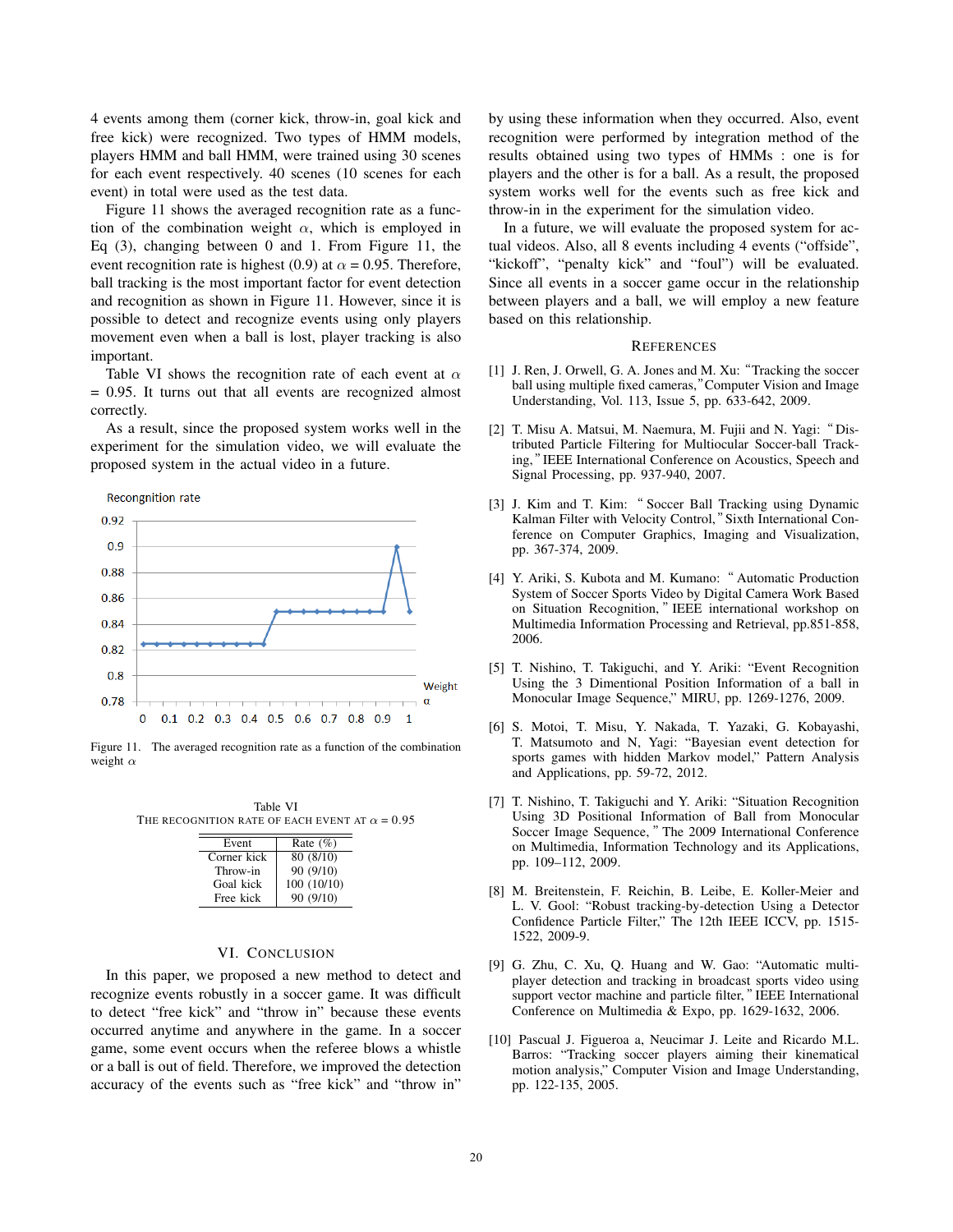4 events among them (corner kick, throw-in, goal kick and free kick) were recognized. Two types of HMM models, players HMM and ball HMM, were trained using 30 scenes for each event respectively. 40 scenes (10 scenes for each event) in total were used as the test data.

Figure 11 shows the averaged recognition rate as a function of the combination weight $\alpha$, which is employed in Eq (3), changing between 0 and 1. From Figure 11, the event recognition rate is highest (0.9) at $\alpha = 0.95$. Therefore, ball tracking is the most important factor for event detection and recognition as shown in Figure 11. However, since it is possible to detect and recognize events using only players movement even when a ball is lost, player tracking is also important.

Table VI shows the recognition rate of each event at $\alpha = 0.95$. It turns out that all events are recognized almost correctly.

As a result, since the proposed system works well in the experiment for the simulation video, we will evaluate the proposed system in the actual video in a future.

Figure 11. The averaged recognition rate as a function of the combination weight $\alpha$

Table VI
THE RECOGNITION RATE OF EACH EVENT AT $\alpha = 0.95$

| Event | Rate (%) |
|---|---|
| Corner kick | 80 (8/10) |
| Throw-in | 90 (9/10) |
| Goal kick | 100 (10/10) |
| Free kick | 90 (9/10) |

## VI. Conclusion

In this paper, we proposed a new method to detect and recognize events robustly in a soccer game. It was difficult to detect "free kick" and "throw in" because these events occurred anytime and anywhere in the game. In a soccer game, some event occurs when the referee blows a whistle or a ball is out of field. Therefore, we improved the detection accuracy of the events such as "free kick" and "throw in" by using these information when they occurred. Also, event recognition were performed by integration method of the results obtained using two types of HMMs : one is for players and the other is for a ball. As a result, the proposed system works well for the events such as free kick and throw-in in the experiment for the simulation video.

In a future, we will evaluate the proposed system for actual videos. Also, all 8 events including 4 events ("offside", "kickoff", "penalty kick" and "foul") will be evaluated. Since all events in a soccer game occur in the relationship between players and a ball, we will employ a new feature based on this relationship.

## References

[1] J. Ren, J. Orwell, G. A. Jones and M. Xu: "Tracking the soccer ball using multiple fixed cameras," Computer Vision and Image Understanding, Vol. 113, Issue 5, pp. 633-642, 2009.

[2] T. Misu A. Matsui, M. Naemura, M. Fujii and N. Yagi: "Distributed Particle Filtering for Multiocular Soccer-ball Tracking," IEEE International Conference on Acoustics, Speech and Signal Processing, pp. 937-940, 2007.

[3] J. Kim and T. Kim: "Soccer Ball Tracking using Dynamic Kalman Filter with Velocity Control," Sixth International Conference on Computer Graphics, Imaging and Visualization, pp. 367-374, 2009.

[4] Y. Ariki, S. Kubota and M. Kumano: "Automatic Production System of Soccer Sports Video by Digital Camera Work Based on Situation Recognition," IEEE international workshop on Multimedia Information Processing and Retrieval, pp.851-858, 2006.

[5] T. Nishino, T. Takiguchi, and Y. Ariki: "Event Recognition Using the 3 Dimentional Position Information of a ball in Monocular Image Sequence," MIRU, pp. 1269-1276, 2009.

[6] S. Motoi, T. Misu, Y. Nakada, T. Yazaki, G. Kobayashi, T. Matsumoto and N, Yagi: "Bayesian event detection for sports games with hidden Markov model," Pattern Analysis and Applications, pp. 59-72, 2012.

[7] T. Nishino, T. Takiguchi and Y. Ariki: "Situation Recognition Using 3D Positional Information of Ball from Monocular Soccer Image Sequence," The 2009 International Conference on Multimedia, Information Technology and its Applications, pp. 109–112, 2009.

[8] M. Breitenstein, F. Reichin, B. Leibe, E. Koller-Meier and L. V. Gool: "Robust tracking-by-detection Using a Detector Confidence Particle Filter," The 12th IEEE ICCV, pp. 1515-1522, 2009-9.

[9] G. Zhu, C. Xu, Q. Huang and W. Gao: "Automatic multi-player detection and tracking in broadcast sports video using support vector machine and particle filter," IEEE International Conference on Multimedia & Expo, pp. 1629-1632, 2006.

[10] Pascual J. Figueroa a, Neucimar J. Leite and Ricardo M.L. Barros: "Tracking soccer players aiming their kinematical motion analysis," Computer Vision and Image Understanding, pp. 122-135, 2005.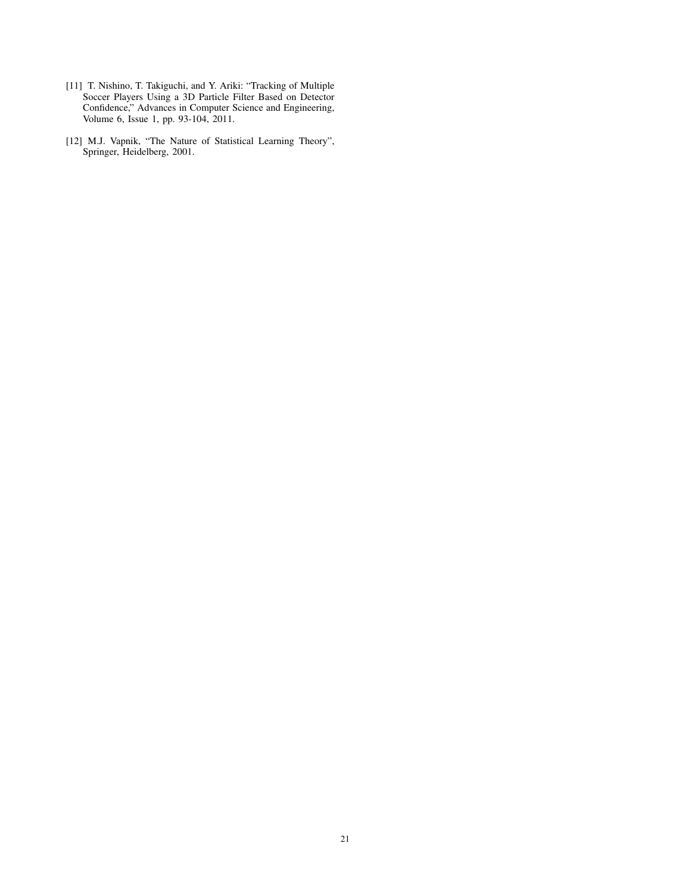[11] T. Nishino, T. Takiguchi, and Y. Ariki: "Tracking of Multiple Soccer Players Using a 3D Particle Filter Based on Detector Confidence," Advances in Computer Science and Engineering, Volume 6, Issue 1, pp. 93-104, 2011.

[12] M.J. Vapnik, "The Nature of Statistical Learning Theory", Springer, Heidelberg, 2001.